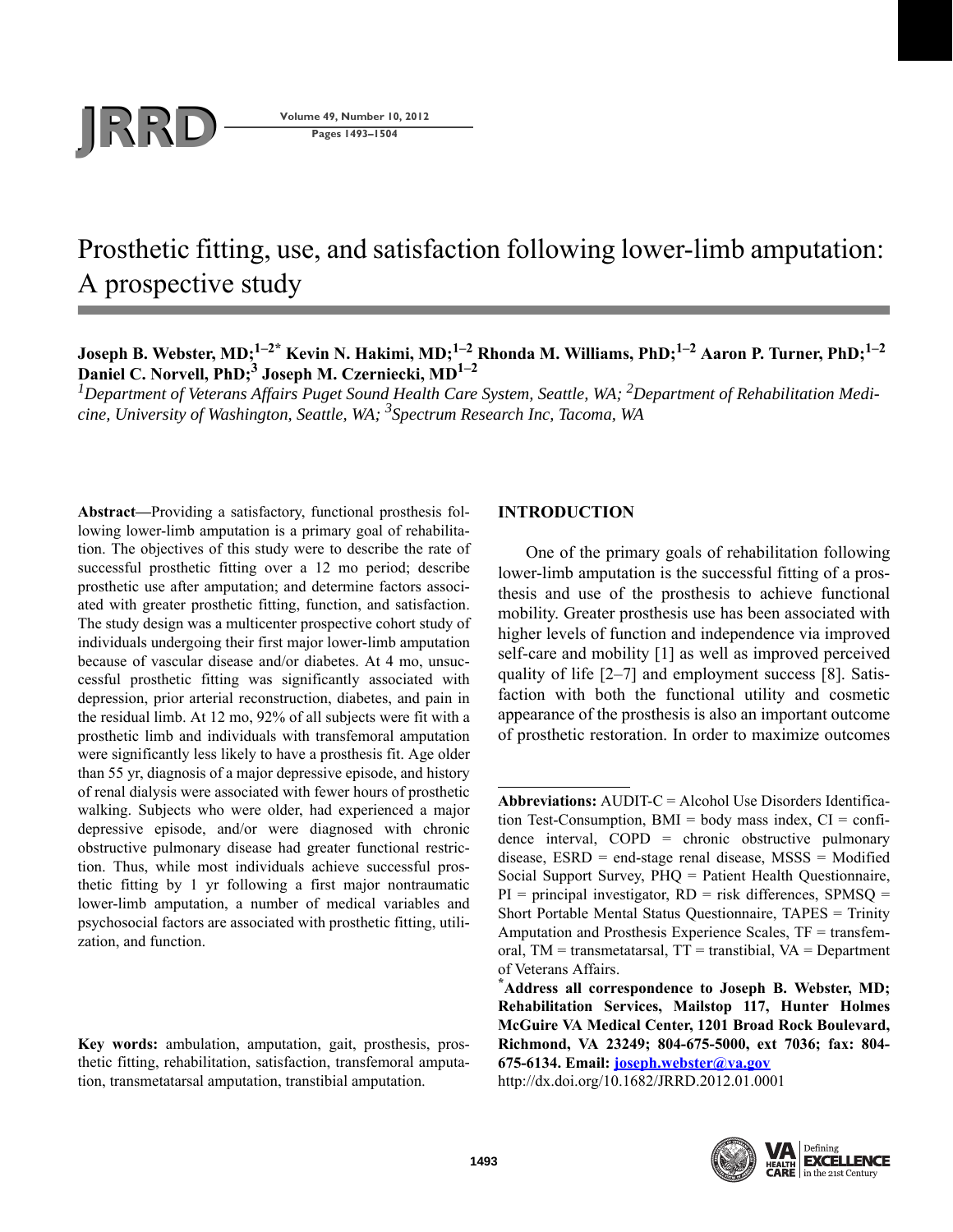# Prosthetic fitting, use, and satisfaction following lower-limb amputation: A prospective study

**Joseph B. Webster, MD;[1–2*] Kevin N. Hakimi, MD;[1–2] Rhonda M. Williams, PhD;[1–2] Aaron P. Turner, PhD;[1–2] Daniel C. Norvell, PhD;[3] Joseph M. Czerniecki, MD[1–2]**

*[1]Department of Veterans Affairs Puget Sound Health Care System, Seattle, WA; [2]Department of Rehabilitation Medicine, University of Washington, Seattle, WA; [3]Spectrum Research Inc, Tacoma, WA*

**Abstract—**Providing a satisfactory, functional prosthesis following lower-limb amputation is a primary goal of rehabilitation. The objectives of this study were to describe the rate of successful prosthetic fitting over a 12 mo period; describe prosthetic use after amputation; and determine factors associated with greater prosthetic fitting, function, and satisfaction. The study design was a multicenter prospective cohort study of individuals undergoing their first major lower-limb amputation because of vascular disease and/or diabetes. At 4 mo, unsuccessful prosthetic fitting was significantly associated with depression, prior arterial reconstruction, diabetes, and pain in the residual limb. At 12 mo, 92% of all subjects were fit with a prosthetic limb and individuals with transfemoral amputation were significantly less likely to have a prosthesis fit. Age older than 55 yr, diagnosis of a major depressive episode, and history of renal dialysis were associated with fewer hours of prosthetic walking. Subjects who were older, had experienced a major depressive episode, and/or were diagnosed with chronic obstructive pulmonary disease had greater functional restriction. Thus, while most individuals achieve successful prosthetic fitting by 1 yr following a first major nontraumatic lower-limb amputation, a number of medical variables and psychosocial factors are associated with prosthetic fitting, utilization, and function.

**Key words:** ambulation, amputation, gait, prosthesis, prosthetic fitting, rehabilitation, satisfaction, transfemoral amputation, transmetatarsal amputation, transtibial amputation.

## INTRODUCTION

One of the primary goals of rehabilitation following lower-limb amputation is the successful fitting of a prosthesis and use of the prosthesis to achieve functional mobility. Greater prosthesis use has been associated with higher levels of function and independence via improved self-care and mobility [1] as well as improved perceived quality of life [2–7] and employment success [8]. Satisfaction with both the functional utility and cosmetic appearance of the prosthesis is also an important outcome of prosthetic restoration. In order to maximize outcomes

---

**Abbreviations:** AUDIT-C = Alcohol Use Disorders Identification Test-Consumption, BMI = body mass index, CI = confidence interval, COPD = chronic obstructive pulmonary disease, ESRD = end-stage renal disease, MSSS = Modified Social Support Survey, PHQ = Patient Health Questionnaire, PI = principal investigator, RD = risk differences, SPMSQ = Short Portable Mental Status Questionnaire, TAPES = Trinity Amputation and Prosthesis Experience Scales, TF = transfemoral, TM = transmetatarsal, TT = transtibial, VA = Department of Veterans Affairs.

**[*]Address all correspondence to Joseph B. Webster, MD; Rehabilitation Services, Mailstop 117, Hunter Holmes McGuire VA Medical Center, 1201 Broad Rock Boulevard, Richmond, VA 23249; 804-675-5000, ext 7036; fax: 804-675-6134. Email: joseph.webster@va.gov**

http://dx.doi.org/10.1682/JRRD.2012.01.0001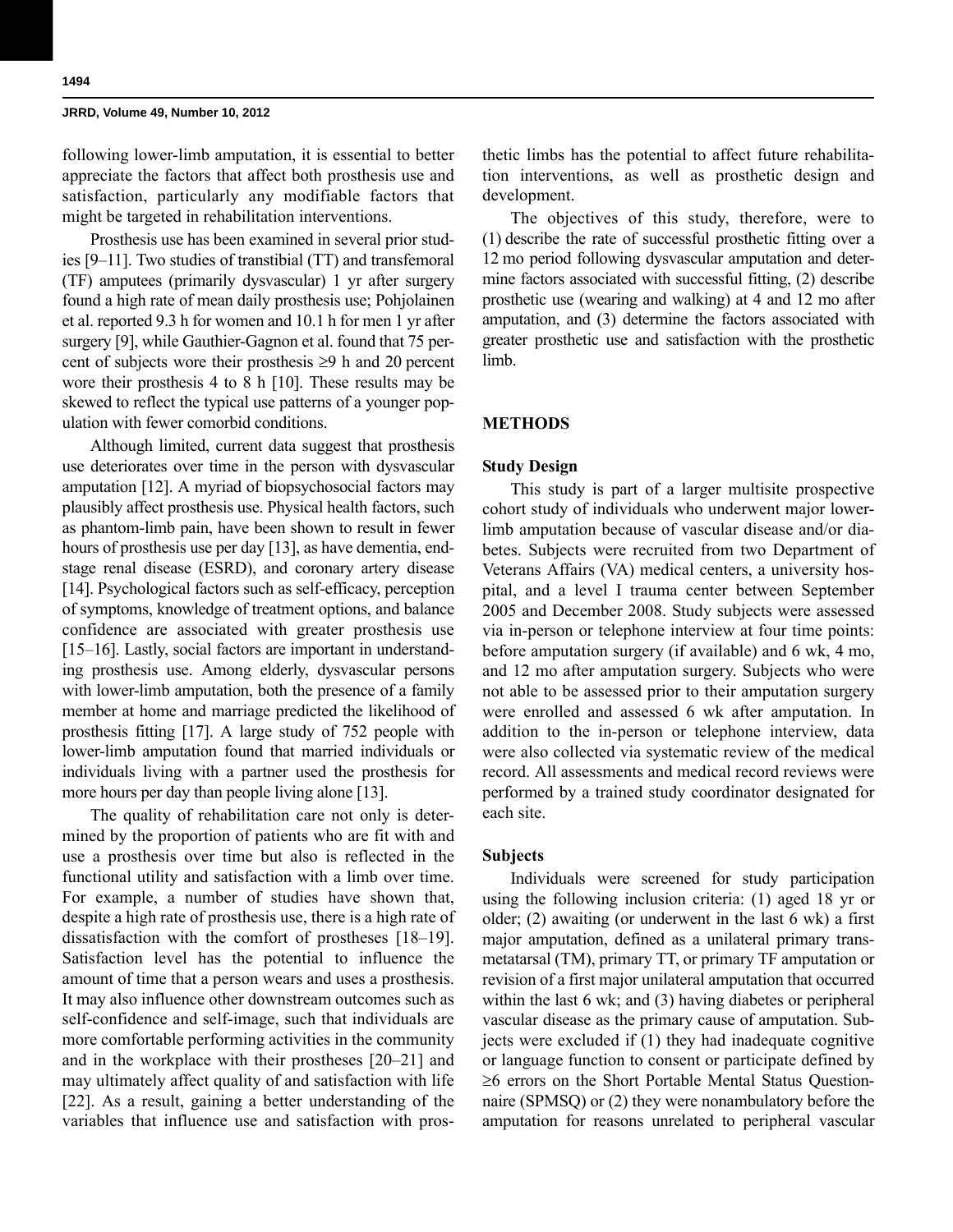following lower-limb amputation, it is essential to better appreciate the factors that affect both prosthesis use and satisfaction, particularly any modifiable factors that might be targeted in rehabilitation interventions.

Prosthesis use has been examined in several prior studies [9–11]. Two studies of transtibial (TT) and transfemoral (TF) amputees (primarily dysvascular) 1 yr after surgery found a high rate of mean daily prosthesis use; Pohjolainen et al. reported 9.3 h for women and 10.1 h for men 1 yr after surgery [9], while Gauthier-Gagnon et al. found that 75 percent of subjects wore their prosthesis ≥9 h and 20 percent wore their prosthesis 4 to 8 h [10]. These results may be skewed to reflect the typical use patterns of a younger population with fewer comorbid conditions.

Although limited, current data suggest that prosthesis use deteriorates over time in the person with dysvascular amputation [12]. A myriad of biopsychosocial factors may plausibly affect prosthesis use. Physical health factors, such as phantom-limb pain, have been shown to result in fewer hours of prosthesis use per day [13], as have dementia, end-stage renal disease (ESRD), and coronary artery disease [14]. Psychological factors such as self-efficacy, perception of symptoms, knowledge of treatment options, and balance confidence are associated with greater prosthesis use [15–16]. Lastly, social factors are important in understanding prosthesis use. Among elderly, dysvascular persons with lower-limb amputation, both the presence of a family member at home and marriage predicted the likelihood of prosthesis fitting [17]. A large study of 752 people with lower-limb amputation found that married individuals or individuals living with a partner used the prosthesis for more hours per day than people living alone [13].

The quality of rehabilitation care not only is determined by the proportion of patients who are fit with and use a prosthesis over time but also is reflected in the functional utility and satisfaction with a limb over time. For example, a number of studies have shown that, despite a high rate of prosthesis use, there is a high rate of dissatisfaction with the comfort of prostheses [18–19]. Satisfaction level has the potential to influence the amount of time that a person wears and uses a prosthesis. It may also influence other downstream outcomes such as self-confidence and self-image, such that individuals are more comfortable performing activities in the community and in the workplace with their prostheses [20–21] and may ultimately affect quality of and satisfaction with life [22]. As a result, gaining a better understanding of the variables that influence use and satisfaction with prosthetic limbs has the potential to affect future rehabilitation interventions, as well as prosthetic design and development.

The objectives of this study, therefore, were to (1) describe the rate of successful prosthetic fitting over a 12 mo period following dysvascular amputation and determine factors associated with successful fitting, (2) describe prosthetic use (wearing and walking) at 4 and 12 mo after amputation, and (3) determine the factors associated with greater prosthetic use and satisfaction with the prosthetic limb.

## METHODS

### Study Design

This study is part of a larger multisite prospective cohort study of individuals who underwent major lower-limb amputation because of vascular disease and/or diabetes. Subjects were recruited from two Department of Veterans Affairs (VA) medical centers, a university hospital, and a level I trauma center between September 2005 and December 2008. Study subjects were assessed via in-person or telephone interview at four time points: before amputation surgery (if available) and 6 wk, 4 mo, and 12 mo after amputation surgery. Subjects who were not able to be assessed prior to their amputation surgery were enrolled and assessed 6 wk after amputation. In addition to the in-person or telephone interview, data were also collected via systematic review of the medical record. All assessments and medical record reviews were performed by a trained study coordinator designated for each site.

### Subjects

Individuals were screened for study participation using the following inclusion criteria: (1) aged 18 yr or older; (2) awaiting (or underwent in the last 6 wk) a first major amputation, defined as a unilateral primary transmetatarsal (TM), primary TT, or primary TF amputation or revision of a first major unilateral amputation that occurred within the last 6 wk; and (3) having diabetes or peripheral vascular disease as the primary cause of amputation. Subjects were excluded if (1) they had inadequate cognitive or language function to consent or participate defined by ≥6 errors on the Short Portable Mental Status Questionnaire (SPMSQ) or (2) they were nonambulatory before the amputation for reasons unrelated to peripheral vascular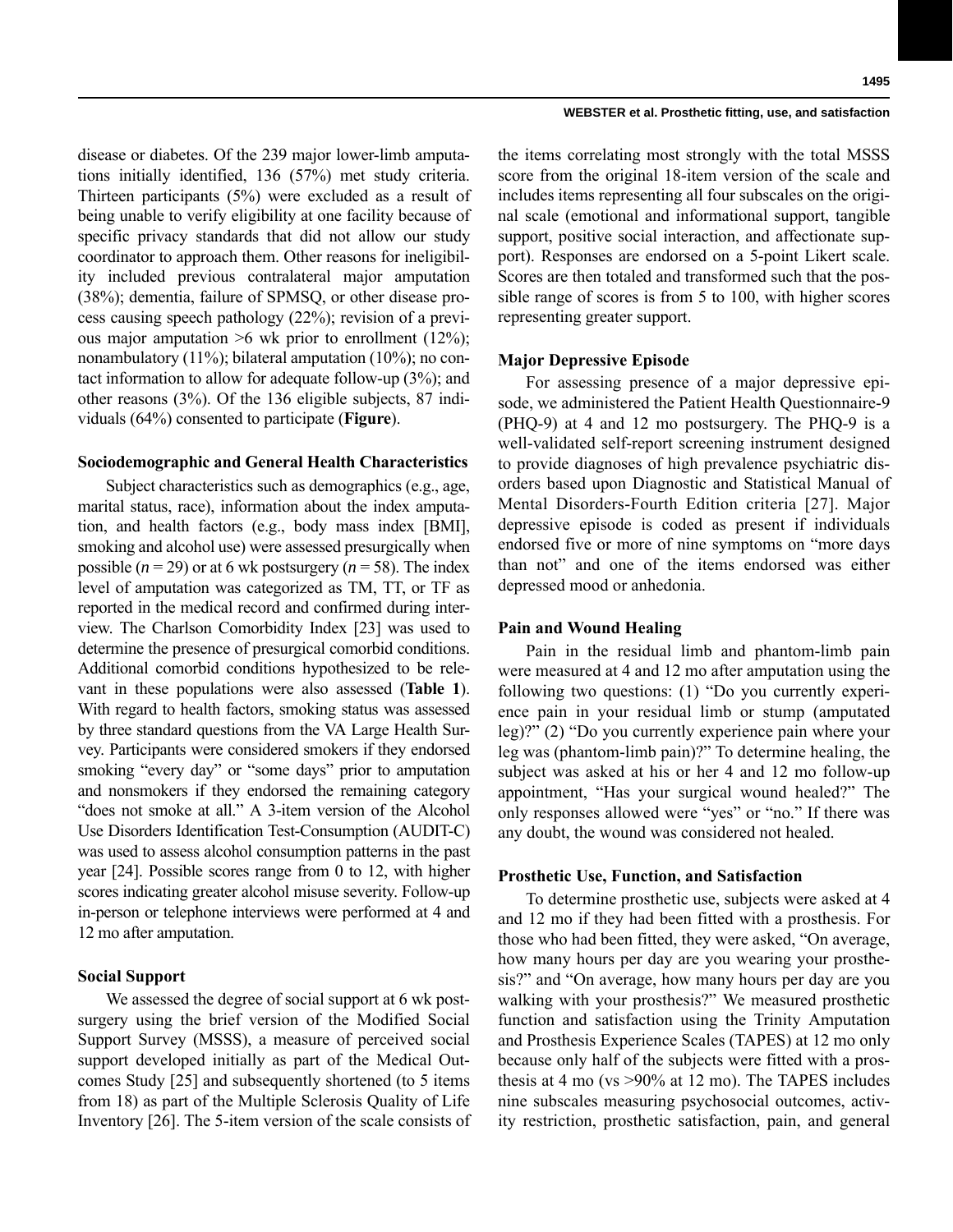disease or diabetes. Of the 239 major lower-limb amputations initially identified, 136 (57%) met study criteria. Thirteen participants (5%) were excluded as a result of being unable to verify eligibility at one facility because of specific privacy standards that did not allow our study coordinator to approach them. Other reasons for ineligibility included previous contralateral major amputation (38%); dementia, failure of SPMSQ, or other disease process causing speech pathology (22%); revision of a previous major amputation >6 wk prior to enrollment (12%); nonambulatory (11%); bilateral amputation (10%); no contact information to allow for adequate follow-up (3%); and other reasons (3%). Of the 136 eligible subjects, 87 individuals (64%) consented to participate (**Figure**).

### Sociodemographic and General Health Characteristics

Subject characteristics such as demographics (e.g., age, marital status, race), information about the index amputation, and health factors (e.g., body mass index [BMI], smoking and alcohol use) were assessed presurgically when possible ($n = 29$) or at 6 wk postsurgery ($n = 58$). The index level of amputation was categorized as TM, TT, or TF as reported in the medical record and confirmed during interview. The Charlson Comorbidity Index [23] was used to determine the presence of presurgical comorbid conditions. Additional comorbid conditions hypothesized to be relevant in these populations were also assessed (**Table 1**). With regard to health factors, smoking status was assessed by three standard questions from the VA Large Health Survey. Participants were considered smokers if they endorsed smoking "every day" or "some days" prior to amputation and nonsmokers if they endorsed the remaining category "does not smoke at all." A 3-item version of the Alcohol Use Disorders Identification Test-Consumption (AUDIT-C) was used to assess alcohol consumption patterns in the past year [24]. Possible scores range from 0 to 12, with higher scores indicating greater alcohol misuse severity. Follow-up in-person or telephone interviews were performed at 4 and 12 mo after amputation.

### Social Support

We assessed the degree of social support at 6 wk postsurgery using the brief version of the Modified Social Support Survey (MSSS), a measure of perceived social support developed initially as part of the Medical Outcomes Study [25] and subsequently shortened (to 5 items from 18) as part of the Multiple Sclerosis Quality of Life Inventory [26]. The 5-item version of the scale consists of the items correlating most strongly with the total MSSS score from the original 18-item version of the scale and includes items representing all four subscales on the original scale (emotional and informational support, tangible support, positive social interaction, and affectionate support). Responses are endorsed on a 5-point Likert scale. Scores are then totaled and transformed such that the possible range of scores is from 5 to 100, with higher scores representing greater support.

### Major Depressive Episode

For assessing presence of a major depressive episode, we administered the Patient Health Questionnaire-9 (PHQ-9) at 4 and 12 mo postsurgery. The PHQ-9 is a well-validated self-report screening instrument designed to provide diagnoses of high prevalence psychiatric disorders based upon Diagnostic and Statistical Manual of Mental Disorders-Fourth Edition criteria [27]. Major depressive episode is coded as present if individuals endorsed five or more of nine symptoms on "more days than not" and one of the items endorsed was either depressed mood or anhedonia.

### Pain and Wound Healing

Pain in the residual limb and phantom-limb pain were measured at 4 and 12 mo after amputation using the following two questions: (1) "Do you currently experience pain in your residual limb or stump (amputated leg)?" (2) "Do you currently experience pain where your leg was (phantom-limb pain)?" To determine healing, the subject was asked at his or her 4 and 12 mo follow-up appointment, "Has your surgical wound healed?" The only responses allowed were "yes" or "no." If there was any doubt, the wound was considered not healed.

### Prosthetic Use, Function, and Satisfaction

To determine prosthetic use, subjects were asked at 4 and 12 mo if they had been fitted with a prosthesis. For those who had been fitted, they were asked, "On average, how many hours per day are you wearing your prosthesis?" and "On average, how many hours per day are you walking with your prosthesis?" We measured prosthetic function and satisfaction using the Trinity Amputation and Prosthesis Experience Scales (TAPES) at 12 mo only because only half of the subjects were fitted with a prosthesis at 4 mo (vs >90% at 12 mo). The TAPES includes nine subscales measuring psychosocial outcomes, activity restriction, prosthetic satisfaction, pain, and general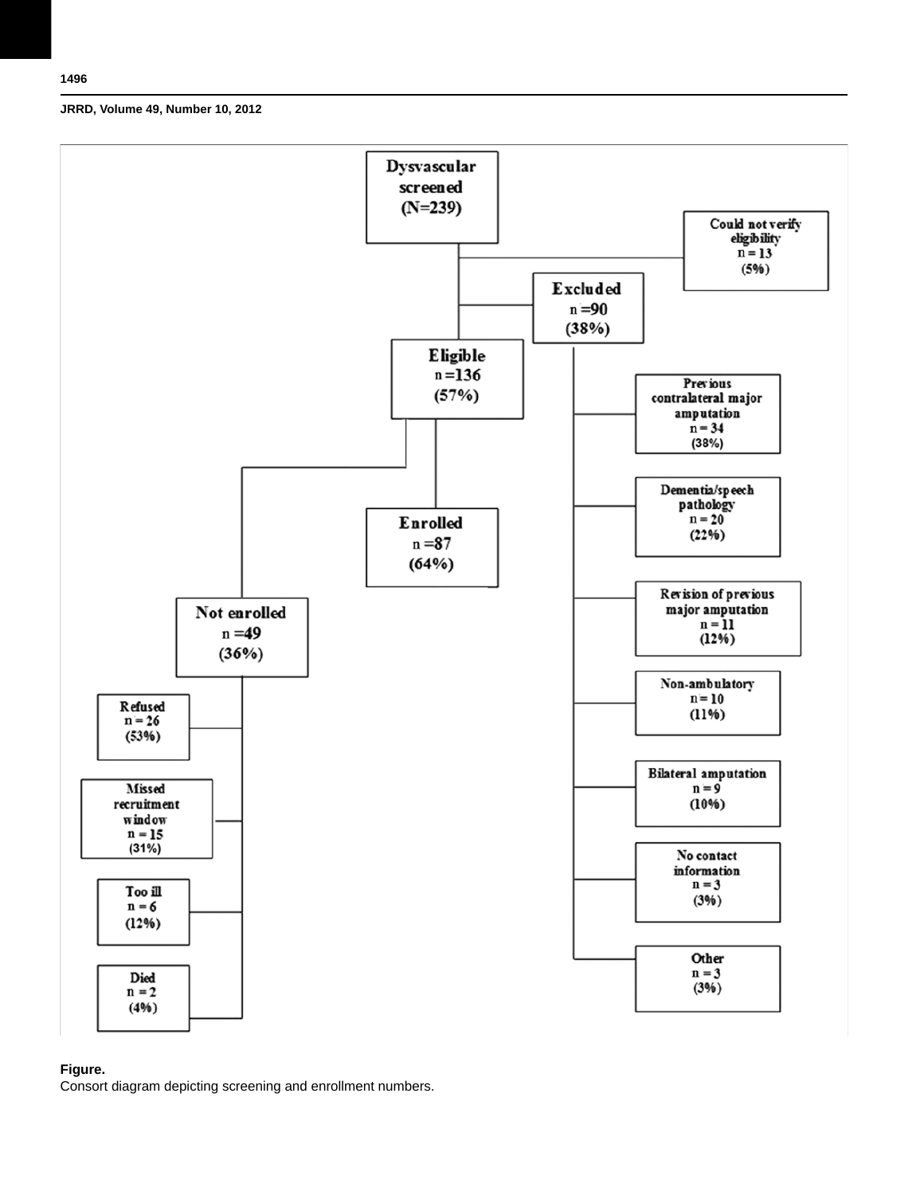- **Dysvascular screened (N=239)**
  - **Could not verify eligibility** n = 13 (5%)
  - **Excluded** n = 90 (38%)
    - Previous contralateral major amputation n = 34 (38%)
    - Dementia/speech pathology n = 20 (22%)
    - Revision of previous major amputation n = 11 (12%)
    - Non-ambulatory n = 10 (11%)
    - Bilateral amputation n = 9 (10%)
    - No contact information n = 3 (3%)
    - Other n = 3 (3%)
  - **Eligible** n = 136 (57%)
    - **Enrolled** n = 87 (64%)
    - **Not enrolled** n = 49 (36%)
      - Refused n = 26 (53%)
      - Missed recruitment window n = 15 (31%)
      - Too ill n = 6 (12%)
      - Died n = 2 (4%)

**Figure.**
Consort diagram depicting screening and enrollment numbers.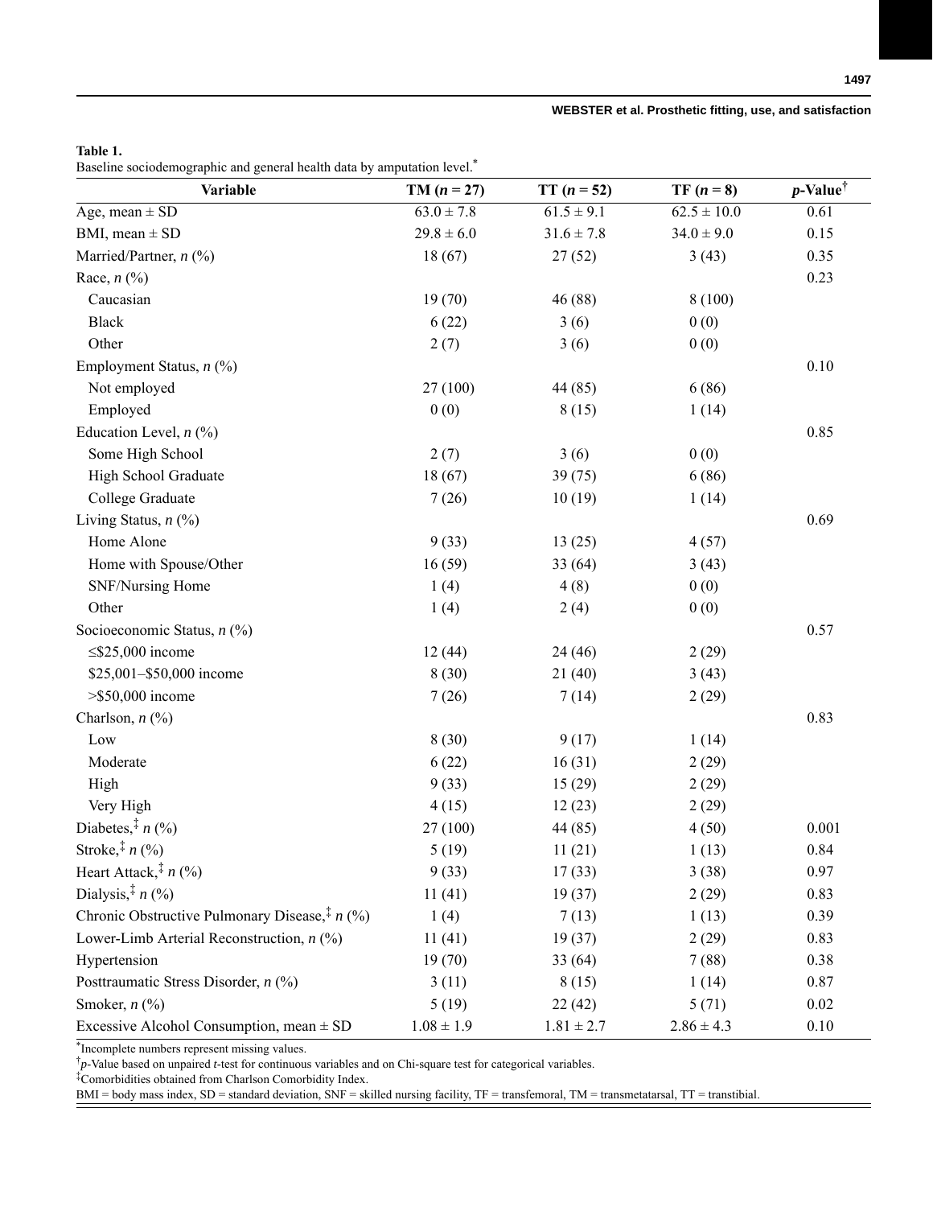**Table 1.**
Baseline sociodemographic and general health data by amputation level.*

| Variable | TM ($n$ = 27) | TT ($n$ = 52) | TF ($n$ = 8) | $p$-Value† |
|---|---|---|---|---|
| Age, mean ± SD | 63.0 ± 7.8 | 61.5 ± 9.1 | 62.5 ± 10.0 | 0.61 |
| BMI, mean ± SD | 29.8 ± 6.0 | 31.6 ± 7.8 | 34.0 ± 9.0 | 0.15 |
| Married/Partner, $n$ (%) | 18 (67) | 27 (52) | 3 (43) | 0.35 |
| Race, $n$ (%) | | | | 0.23 |
| Caucasian | 19 (70) | 46 (88) | 8 (100) | |
| Black | 6 (22) | 3 (6) | 0 (0) | |
| Other | 2 (7) | 3 (6) | 0 (0) | |
| Employment Status, $n$ (%) | | | | 0.10 |
| Not employed | 27 (100) | 44 (85) | 6 (86) | |
| Employed | 0 (0) | 8 (15) | 1 (14) | |
| Education Level, $n$ (%) | | | | 0.85 |
| Some High School | 2 (7) | 3 (6) | 0 (0) | |
| High School Graduate | 18 (67) | 39 (75) | 6 (86) | |
| College Graduate | 7 (26) | 10 (19) | 1 (14) | |
| Living Status, $n$ (%) | | | | 0.69 |
| Home Alone | 9 (33) | 13 (25) | 4 (57) | |
| Home with Spouse/Other | 16 (59) | 33 (64) | 3 (43) | |
| SNF/Nursing Home | 1 (4) | 4 (8) | 0 (0) | |
| Other | 1 (4) | 2 (4) | 0 (0) | |
| Socioeconomic Status, $n$ (%) | | | | 0.57 |
| ≤$25,000 income | 12 (44) | 24 (46) | 2 (29) | |
| $25,001–$50,000 income | 8 (30) | 21 (40) | 3 (43) | |
| >$50,000 income | 7 (26) | 7 (14) | 2 (29) | |
| Charlson, $n$ (%) | | | | 0.83 |
| Low | 8 (30) | 9 (17) | 1 (14) | |
| Moderate | 6 (22) | 16 (31) | 2 (29) | |
| High | 9 (33) | 15 (29) | 2 (29) | |
| Very High | 4 (15) | 12 (23) | 2 (29) | |
| Diabetes,‡ $n$ (%) | 27 (100) | 44 (85) | 4 (50) | 0.001 |
| Stroke,‡ $n$ (%) | 5 (19) | 11 (21) | 1 (13) | 0.84 |
| Heart Attack,‡ $n$ (%) | 9 (33) | 17 (33) | 3 (38) | 0.97 |
| Dialysis,‡ $n$ (%) | 11 (41) | 19 (37) | 2 (29) | 0.83 |
| Chronic Obstructive Pulmonary Disease,‡ $n$ (%) | 1 (4) | 7 (13) | 1 (13) | 0.39 |
| Lower-Limb Arterial Reconstruction, $n$ (%) | 11 (41) | 19 (37) | 2 (29) | 0.83 |
| Hypertension | 19 (70) | 33 (64) | 7 (88) | 0.38 |
| Posttraumatic Stress Disorder, $n$ (%) | 3 (11) | 8 (15) | 1 (14) | 0.87 |
| Smoker, $n$ (%) | 5 (19) | 22 (42) | 5 (71) | 0.02 |
| Excessive Alcohol Consumption, mean ± SD | 1.08 ± 1.9 | 1.81 ± 2.7 | 2.86 ± 4.3 | 0.10 |

*Incomplete numbers represent missing values.
†$p$-Value based on unpaired $t$-test for continuous variables and on Chi-square test for categorical variables.
‡Comorbidities obtained from Charlson Comorbidity Index.
BMI = body mass index, SD = standard deviation, SNF = skilled nursing facility, TF = transfemoral, TM = transmetatarsal, TT = transtibial.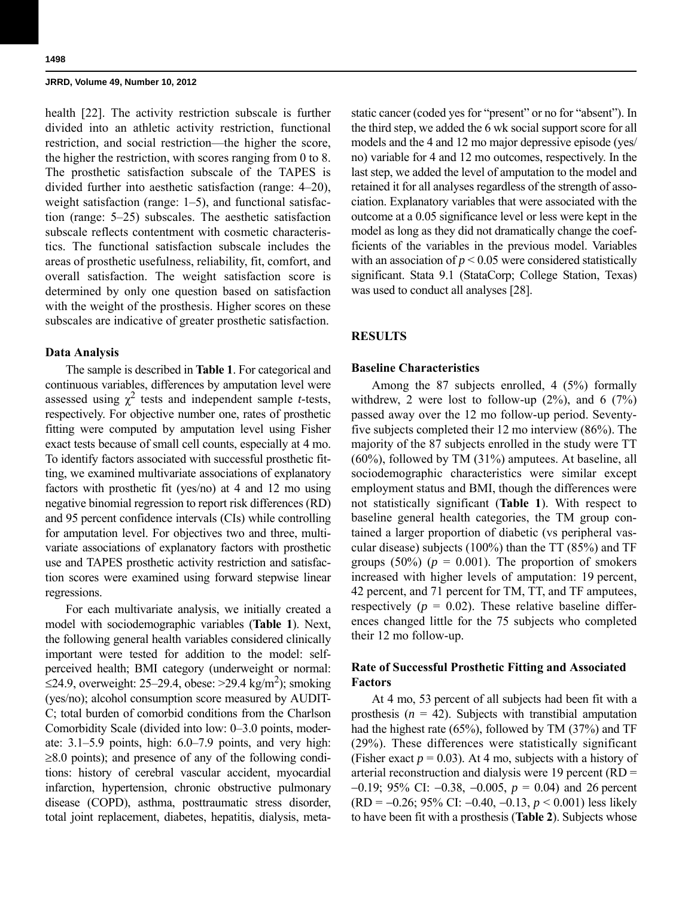health [22]. The activity restriction subscale is further divided into an athletic activity restriction, functional restriction, and social restriction—the higher the score, the higher the restriction, with scores ranging from 0 to 8. The prosthetic satisfaction subscale of the TAPES is divided further into aesthetic satisfaction (range: 4–20), weight satisfaction (range: 1–5), and functional satisfaction (range: 5–25) subscales. The aesthetic satisfaction subscale reflects contentment with cosmetic characteristics. The functional satisfaction subscale includes the areas of prosthetic usefulness, reliability, fit, comfort, and overall satisfaction. The weight satisfaction score is determined by only one question based on satisfaction with the weight of the prosthesis. Higher scores on these subscales are indicative of greater prosthetic satisfaction.

### Data Analysis

The sample is described in **Table 1**. For categorical and continuous variables, differences by amputation level were assessed using $\chi^2$ tests and independent sample *t*-tests, respectively. For objective number one, rates of prosthetic fitting were computed by amputation level using Fisher exact tests because of small cell counts, especially at 4 mo. To identify factors associated with successful prosthetic fitting, we examined multivariate associations of explanatory factors with prosthetic fit (yes/no) at 4 and 12 mo using negative binomial regression to report risk differences (RD) and 95 percent confidence intervals (CIs) while controlling for amputation level. For objectives two and three, multivariate associations of explanatory factors with prosthetic use and TAPES prosthetic activity restriction and satisfaction scores were examined using forward stepwise linear regressions.

For each multivariate analysis, we initially created a model with sociodemographic variables (**Table 1**). Next, the following general health variables considered clinically important were tested for addition to the model: self-perceived health; BMI category (underweight or normal: $\leq$24.9, overweight: 25–29.4, obese: >29.4 kg/m$^2$); smoking (yes/no); alcohol consumption score measured by AUDIT-C; total burden of comorbid conditions from the Charlson Comorbidity Scale (divided into low: 0–3.0 points, moderate: 3.1–5.9 points, high: 6.0–7.9 points, and very high: $\geq$8.0 points); and presence of any of the following conditions: history of cerebral vascular accident, myocardial infarction, hypertension, chronic obstructive pulmonary disease (COPD), asthma, posttraumatic stress disorder, total joint replacement, diabetes, hepatitis, dialysis, metastatic cancer (coded yes for "present" or no for "absent"). In the third step, we added the 6 wk social support score for all models and the 4 and 12 mo major depressive episode (yes/no) variable for 4 and 12 mo outcomes, respectively. In the last step, we added the level of amputation to the model and retained it for all analyses regardless of the strength of association. Explanatory variables that were associated with the outcome at a 0.05 significance level or less were kept in the model as long as they did not dramatically change the coefficients of the variables in the previous model. Variables with an association of $p < 0.05$ were considered statistically significant. Stata 9.1 (StataCorp; College Station, Texas) was used to conduct all analyses [28].

## RESULTS

### Baseline Characteristics

Among the 87 subjects enrolled, 4 (5%) formally withdrew, 2 were lost to follow-up (2%), and 6 (7%) passed away over the 12 mo follow-up period. Seventy-five subjects completed their 12 mo interview (86%). The majority of the 87 subjects enrolled in the study were TT (60%), followed by TM (31%) amputees. At baseline, all sociodemographic characteristics were similar except employment status and BMI, though the differences were not statistically significant (**Table 1**). With respect to baseline general health categories, the TM group contained a larger proportion of diabetic (vs peripheral vascular disease) subjects (100%) than the TT (85%) and TF groups (50%) ($p$ = 0.001). The proportion of smokers increased with higher levels of amputation: 19 percent, 42 percent, and 71 percent for TM, TT, and TF amputees, respectively ($p$ = 0.02). These relative baseline differences changed little for the 75 subjects who completed their 12 mo follow-up.

### Rate of Successful Prosthetic Fitting and Associated Factors

At 4 mo, 53 percent of all subjects had been fit with a prosthesis ($n$ = 42). Subjects with transtibial amputation had the highest rate (65%), followed by TM (37%) and TF (29%). These differences were statistically significant (Fisher exact $p$ = 0.03). At 4 mo, subjects with a history of arterial reconstruction and dialysis were 19 percent (RD = −0.19; 95% CI: −0.38, −0.005, $p$ = 0.04) and 26 percent (RD = −0.26; 95% CI: −0.40, −0.13, $p$ < 0.001) less likely to have been fit with a prosthesis (**Table 2**). Subjects whose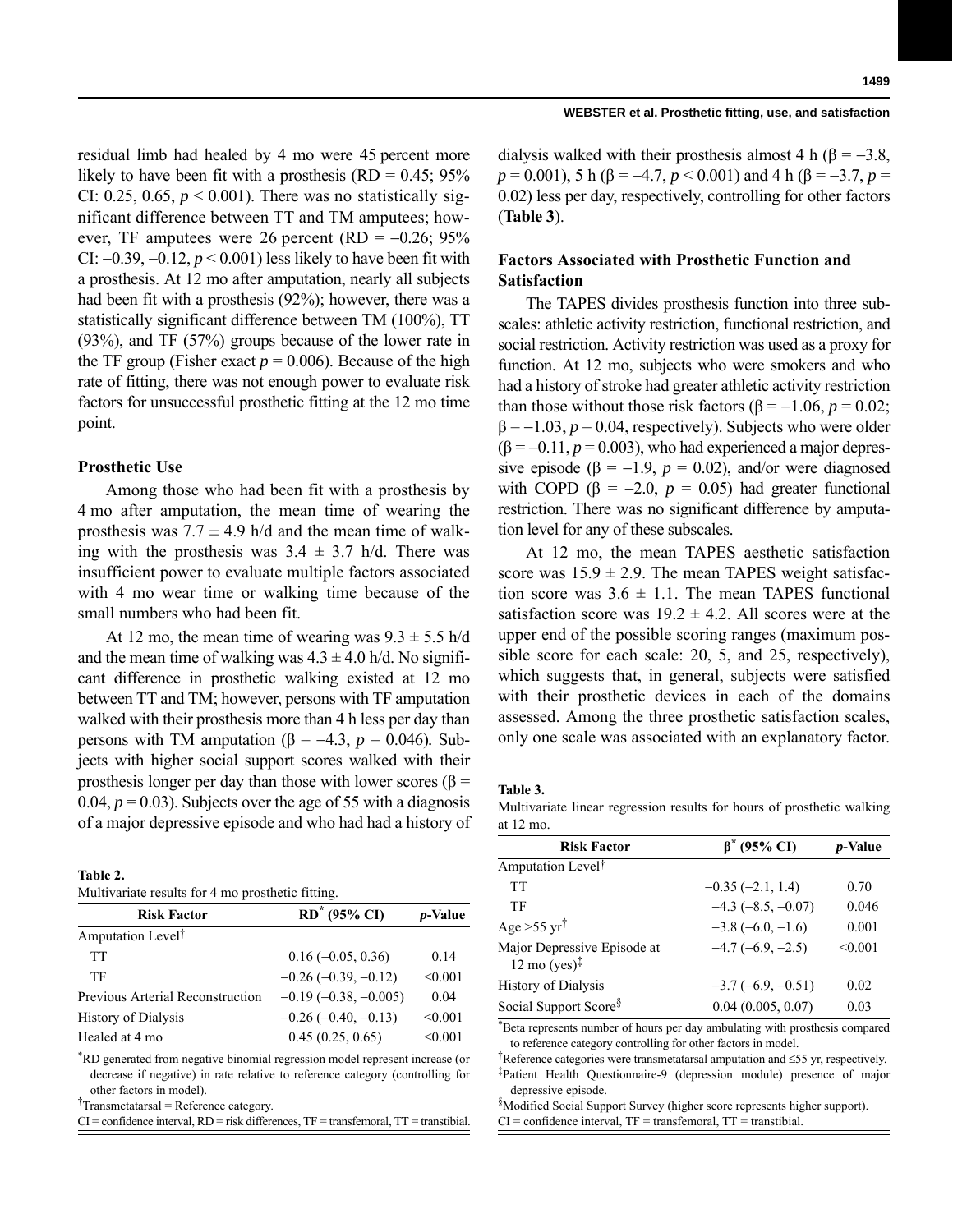residual limb had healed by 4 mo were 45 percent more likely to have been fit with a prosthesis (RD = 0.45; 95% CI: 0.25, 0.65, $p < 0.001$). There was no statistically significant difference between TT and TM amputees; however, TF amputees were 26 percent (RD = –0.26; 95% CI: –0.39, –0.12, $p < 0.001$) less likely to have been fit with a prosthesis. At 12 mo after amputation, nearly all subjects had been fit with a prosthesis (92%); however, there was a statistically significant difference between TM (100%), TT (93%), and TF (57%) groups because of the lower rate in the TF group (Fisher exact $p = 0.006$). Because of the high rate of fitting, there was not enough power to evaluate risk factors for unsuccessful prosthetic fitting at the 12 mo time point.

### Prosthetic Use

Among those who had been fit with a prosthesis by 4 mo after amputation, the mean time of wearing the prosthesis was 7.7 ± 4.9 h/d and the mean time of walking with the prosthesis was 3.4 ± 3.7 h/d. There was insufficient power to evaluate multiple factors associated with 4 mo wear time or walking time because of the small numbers who had been fit.

At 12 mo, the mean time of wearing was 9.3 ± 5.5 h/d and the mean time of walking was 4.3 ± 4.0 h/d. No significant difference in prosthetic walking existed at 12 mo between TT and TM; however, persons with TF amputation walked with their prosthesis more than 4 h less per day than persons with TM amputation ($\beta = -4.3$, $p = 0.046$). Subjects with higher social support scores walked with their prosthesis longer per day than those with lower scores ($\beta = 0.04$, $p = 0.03$). Subjects over the age of 55 with a diagnosis of a major depressive episode and who had had a history of dialysis walked with their prosthesis almost 4 h ($\beta = -3.8$, $p = 0.001$), 5 h ($\beta = -4.7$, $p < 0.001$) and 4 h ($\beta = -3.7$, $p = 0.02$) less per day, respectively, controlling for other factors (**Table 3**).

**Table 2.**
Multivariate results for 4 mo prosthetic fitting.

| Risk Factor | RD* (95% CI) | *p*-Value |
|---|---|---|
| Amputation Level† | | |
| TT | 0.16 (–0.05, 0.36) | 0.14 |
| TF | –0.26 (–0.39, –0.12) | <0.001 |
| Previous Arterial Reconstruction | –0.19 (–0.38, –0.005) | 0.04 |
| History of Dialysis | –0.26 (–0.40, –0.13) | <0.001 |
| Healed at 4 mo | 0.45 (0.25, 0.65) | <0.001 |

*RD generated from negative binomial regression model represent increase (or decrease if negative) in rate relative to reference category (controlling for other factors in model).
†Transmetatarsal = Reference category.
CI = confidence interval, RD = risk differences, TF = transfemoral, TT = transtibial.

### Factors Associated with Prosthetic Function and Satisfaction

The TAPES divides prosthesis function into three subscales: athletic activity restriction, functional restriction, and social restriction. Activity restriction was used as a proxy for function. At 12 mo, subjects who were smokers and who had a history of stroke had greater athletic activity restriction than those without those risk factors ($\beta = -1.06$, $p = 0.02$; $\beta = -1.03$, $p = 0.04$, respectively). Subjects who were older ($\beta = -0.11$, $p = 0.003$), who had experienced a major depressive episode ($\beta = -1.9$, $p = 0.02$), and/or were diagnosed with COPD ($\beta = -2.0$, $p = 0.05$) had greater functional restriction. There was no significant difference by amputation level for any of these subscales.

At 12 mo, the mean TAPES aesthetic satisfaction score was 15.9 ± 2.9. The mean TAPES weight satisfaction score was 3.6 ± 1.1. The mean TAPES functional satisfaction score was 19.2 ± 4.2. All scores were at the upper end of the possible scoring ranges (maximum possible score for each scale: 20, 5, and 25, respectively), which suggests that, in general, subjects were satisfied with their prosthetic devices in each of the domains assessed. Among the three prosthetic satisfaction scales, only one scale was associated with an explanatory factor.

**Table 3.**
Multivariate linear regression results for hours of prosthetic walking at 12 mo.

| Risk Factor | β* (95% CI) | *p*-Value |
|---|---|---|
| Amputation Level† | | |
| TT | –0.35 (–2.1, 1.4) | 0.70 |
| TF | –4.3 (–8.5, –0.07) | 0.046 |
| Age >55 yr† | –3.8 (–6.0, –1.6) | 0.001 |
| Major Depressive Episode at 12 mo (yes)‡ | –4.7 (–6.9, –2.5) | <0.001 |
| History of Dialysis | –3.7 (–6.9, –0.51) | 0.02 |
| Social Support Score§ | 0.04 (0.005, 0.07) | 0.03 |

*Beta represents number of hours per day ambulating with prosthesis compared to reference category controlling for other factors in model.
†Reference categories were transmetatarsal amputation and ≤55 yr, respectively.
‡Patient Health Questionnaire-9 (depression module) presence of major depressive episode.
§Modified Social Support Survey (higher score represents higher support).
CI = confidence interval, TF = transfemoral, TT = transtibial.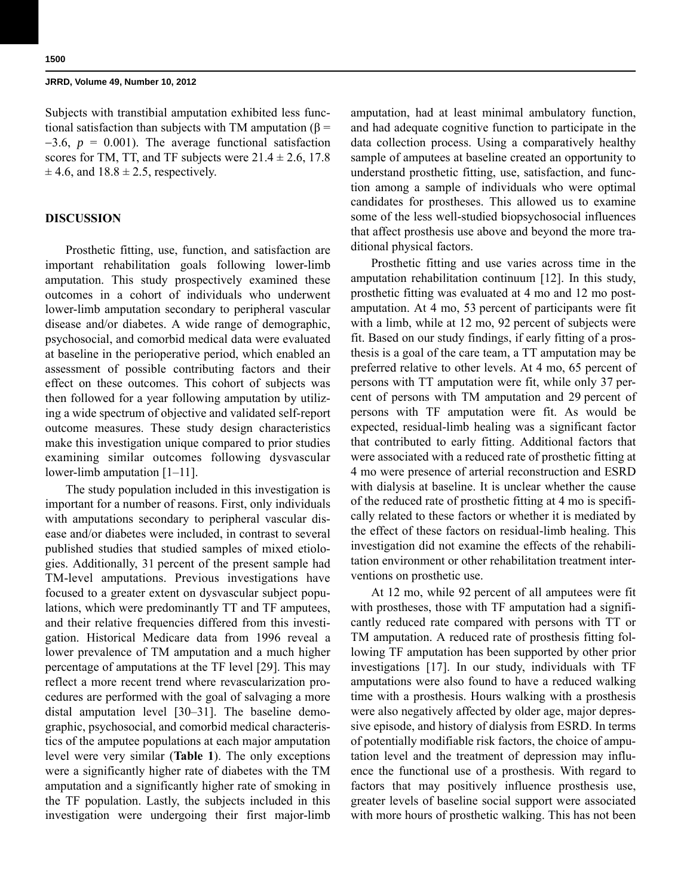Subjects with transtibial amputation exhibited less functional satisfaction than subjects with TM amputation ($\beta = -3.6$, $p = 0.001$). The average functional satisfaction scores for TM, TT, and TF subjects were $21.4 \pm 2.6$, $17.8 \pm 4.6$, and $18.8 \pm 2.5$, respectively.

## DISCUSSION

Prosthetic fitting, use, function, and satisfaction are important rehabilitation goals following lower-limb amputation. This study prospectively examined these outcomes in a cohort of individuals who underwent lower-limb amputation secondary to peripheral vascular disease and/or diabetes. A wide range of demographic, psychosocial, and comorbid medical data were evaluated at baseline in the perioperative period, which enabled an assessment of possible contributing factors and their effect on these outcomes. This cohort of subjects was then followed for a year following amputation by utilizing a wide spectrum of objective and validated self-report outcome measures. These study design characteristics make this investigation unique compared to prior studies examining similar outcomes following dysvascular lower-limb amputation [1–11].

The study population included in this investigation is important for a number of reasons. First, only individuals with amputations secondary to peripheral vascular disease and/or diabetes were included, in contrast to several published studies that studied samples of mixed etiologies. Additionally, 31 percent of the present sample had TM-level amputations. Previous investigations have focused to a greater extent on dysvascular subject populations, which were predominantly TT and TF amputees, and their relative frequencies differed from this investigation. Historical Medicare data from 1996 reveal a lower prevalence of TM amputation and a much higher percentage of amputations at the TF level [29]. This may reflect a more recent trend where revascularization procedures are performed with the goal of salvaging a more distal amputation level [30–31]. The baseline demographic, psychosocial, and comorbid medical characteristics of the amputee populations at each major amputation level were very similar (**Table 1**). The only exceptions were a significantly higher rate of diabetes with the TM amputation and a significantly higher rate of smoking in the TF population. Lastly, the subjects included in this investigation were undergoing their first major-limb amputation, had at least minimal ambulatory function, and had adequate cognitive function to participate in the data collection process. Using a comparatively healthy sample of amputees at baseline created an opportunity to understand prosthetic fitting, use, satisfaction, and function among a sample of individuals who were optimal candidates for prostheses. This allowed us to examine some of the less well-studied biopsychosocial influences that affect prosthesis use above and beyond the more traditional physical factors.

Prosthetic fitting and use varies across time in the amputation rehabilitation continuum [12]. In this study, prosthetic fitting was evaluated at 4 mo and 12 mo postamputation. At 4 mo, 53 percent of participants were fit with a limb, while at 12 mo, 92 percent of subjects were fit. Based on our study findings, if early fitting of a prosthesis is a goal of the care team, a TT amputation may be preferred relative to other levels. At 4 mo, 65 percent of persons with TT amputation were fit, while only 37 percent of persons with TM amputation and 29 percent of persons with TF amputation were fit. As would be expected, residual-limb healing was a significant factor that contributed to early fitting. Additional factors that were associated with a reduced rate of prosthetic fitting at 4 mo were presence of arterial reconstruction and ESRD with dialysis at baseline. It is unclear whether the cause of the reduced rate of prosthetic fitting at 4 mo is specifically related to these factors or whether it is mediated by the effect of these factors on residual-limb healing. This investigation did not examine the effects of the rehabilitation environment or other rehabilitation treatment interventions on prosthetic use.

At 12 mo, while 92 percent of all amputees were fit with prostheses, those with TF amputation had a significantly reduced rate compared with persons with TT or TM amputation. A reduced rate of prosthesis fitting following TF amputation has been supported by other prior investigations [17]. In our study, individuals with TF amputations were also found to have a reduced walking time with a prosthesis. Hours walking with a prosthesis were also negatively affected by older age, major depressive episode, and history of dialysis from ESRD. In terms of potentially modifiable risk factors, the choice of amputation level and the treatment of depression may influence the functional use of a prosthesis. With regard to factors that may positively influence prosthesis use, greater levels of baseline social support were associated with more hours of prosthetic walking. This has not been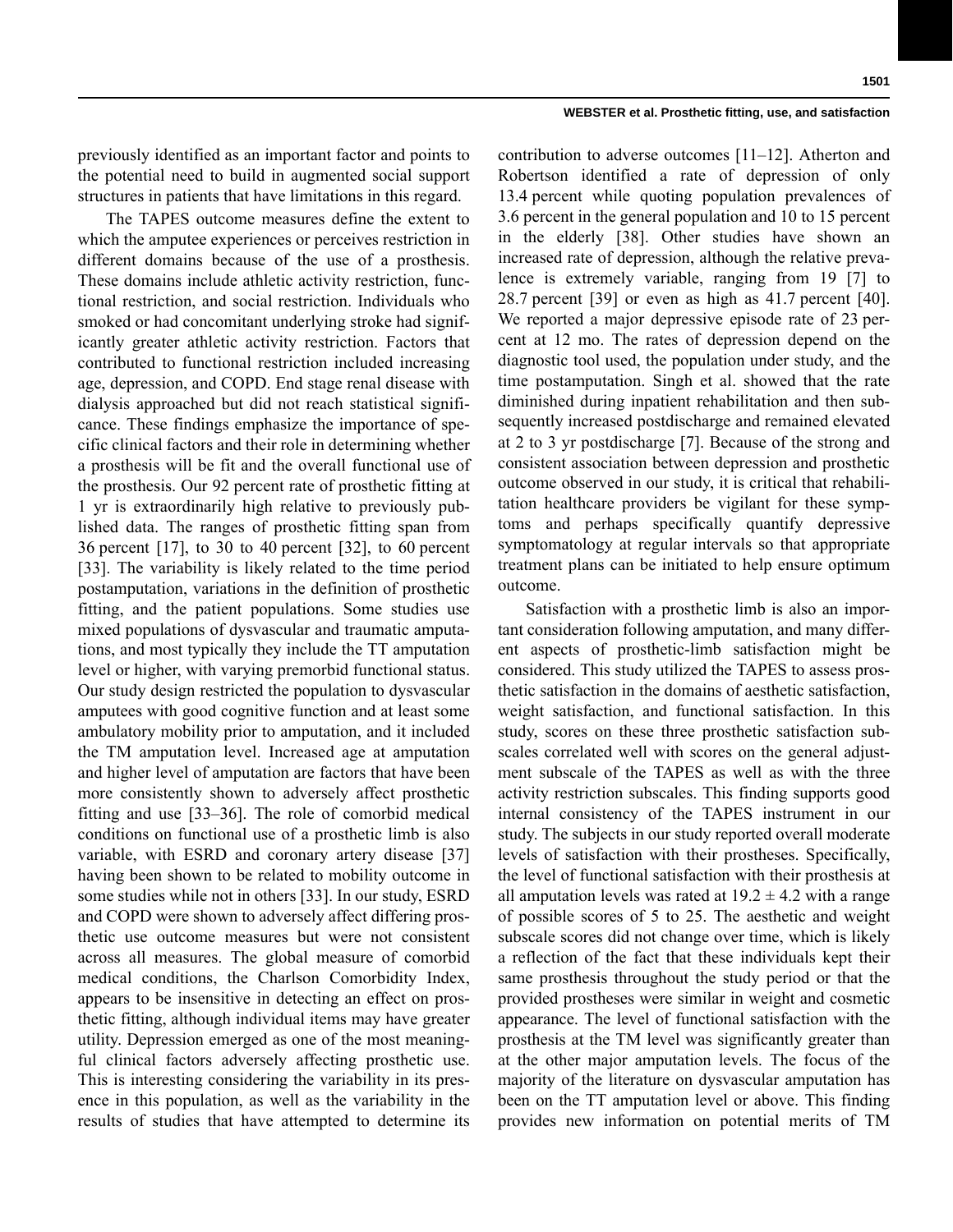previously identified as an important factor and points to the potential need to build in augmented social support structures in patients that have limitations in this regard.

The TAPES outcome measures define the extent to which the amputee experiences or perceives restriction in different domains because of the use of a prosthesis. These domains include athletic activity restriction, functional restriction, and social restriction. Individuals who smoked or had concomitant underlying stroke had significantly greater athletic activity restriction. Factors that contributed to functional restriction included increasing age, depression, and COPD. End stage renal disease with dialysis approached but did not reach statistical significance. These findings emphasize the importance of specific clinical factors and their role in determining whether a prosthesis will be fit and the overall functional use of the prosthesis. Our 92 percent rate of prosthetic fitting at 1 yr is extraordinarily high relative to previously published data. The ranges of prosthetic fitting span from 36 percent [17], to 30 to 40 percent [32], to 60 percent [33]. The variability is likely related to the time period postamputation, variations in the definition of prosthetic fitting, and the patient populations. Some studies use mixed populations of dysvascular and traumatic amputations, and most typically they include the TT amputation level or higher, with varying premorbid functional status. Our study design restricted the population to dysvascular amputees with good cognitive function and at least some ambulatory mobility prior to amputation, and it included the TM amputation level. Increased age at amputation and higher level of amputation are factors that have been more consistently shown to adversely affect prosthetic fitting and use [33–36]. The role of comorbid medical conditions on functional use of a prosthetic limb is also variable, with ESRD and coronary artery disease [37] having been shown to be related to mobility outcome in some studies while not in others [33]. In our study, ESRD and COPD were shown to adversely affect differing prosthetic use outcome measures but were not consistent across all measures. The global measure of comorbid medical conditions, the Charlson Comorbidity Index, appears to be insensitive in detecting an effect on prosthetic fitting, although individual items may have greater utility. Depression emerged as one of the most meaningful clinical factors adversely affecting prosthetic use. This is interesting considering the variability in its presence in this population, as well as the variability in the results of studies that have attempted to determine its contribution to adverse outcomes [11–12]. Atherton and Robertson identified a rate of depression of only 13.4 percent while quoting population prevalences of 3.6 percent in the general population and 10 to 15 percent in the elderly [38]. Other studies have shown an increased rate of depression, although the relative prevalence is extremely variable, ranging from 19 [7] to 28.7 percent [39] or even as high as 41.7 percent [40]. We reported a major depressive episode rate of 23 percent at 12 mo. The rates of depression depend on the diagnostic tool used, the population under study, and the time postamputation. Singh et al. showed that the rate diminished during inpatient rehabilitation and then subsequently increased postdischarge and remained elevated at 2 to 3 yr postdischarge [7]. Because of the strong and consistent association between depression and prosthetic outcome observed in our study, it is critical that rehabilitation healthcare providers be vigilant for these symptoms and perhaps specifically quantify depressive symptomatology at regular intervals so that appropriate treatment plans can be initiated to help ensure optimum outcome.

Satisfaction with a prosthetic limb is also an important consideration following amputation, and many different aspects of prosthetic-limb satisfaction might be considered. This study utilized the TAPES to assess prosthetic satisfaction in the domains of aesthetic satisfaction, weight satisfaction, and functional satisfaction. In this study, scores on these three prosthetic satisfaction subscales correlated well with scores on the general adjustment subscale of the TAPES as well as with the three activity restriction subscales. This finding supports good internal consistency of the TAPES instrument in our study. The subjects in our study reported overall moderate levels of satisfaction with their prostheses. Specifically, the level of functional satisfaction with their prosthesis at all amputation levels was rated at $19.2 \pm 4.2$ with a range of possible scores of 5 to 25. The aesthetic and weight subscale scores did not change over time, which is likely a reflection of the fact that these individuals kept their same prosthesis throughout the study period or that the provided prostheses were similar in weight and cosmetic appearance. The level of functional satisfaction with the prosthesis at the TM level was significantly greater than at the other major amputation levels. The focus of the majority of the literature on dysvascular amputation has been on the TT amputation level or above. This finding provides new information on potential merits of TM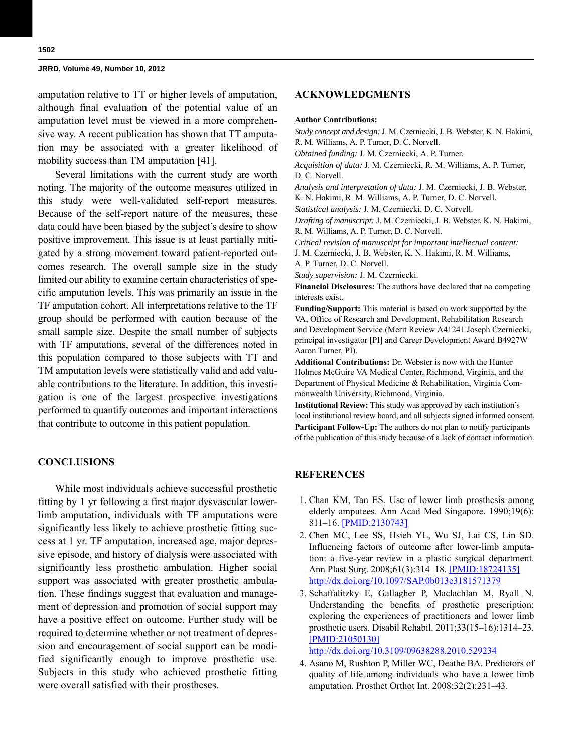amputation relative to TT or higher levels of amputation, although final evaluation of the potential value of an amputation level must be viewed in a more comprehensive way. A recent publication has shown that TT amputation may be associated with a greater likelihood of mobility success than TM amputation [41].

Several limitations with the current study are worth noting. The majority of the outcome measures utilized in this study were well-validated self-report measures. Because of the self-report nature of the measures, these data could have been biased by the subject's desire to show positive improvement. This issue is at least partially mitigated by a strong movement toward patient-reported outcomes research. The overall sample size in the study limited our ability to examine certain characteristics of specific amputation levels. This was primarily an issue in the TF amputation cohort. All interpretations relative to the TF group should be performed with caution because of the small sample size. Despite the small number of subjects with TF amputations, several of the differences noted in this population compared to those subjects with TT and TM amputation levels were statistically valid and add valuable contributions to the literature. In addition, this investigation is one of the largest prospective investigations performed to quantify outcomes and important interactions that contribute to outcome in this patient population.

## CONCLUSIONS

While most individuals achieve successful prosthetic fitting by 1 yr following a first major dysvascular lower-limb amputation, individuals with TF amputations were significantly less likely to achieve prosthetic fitting success at 1 yr. TF amputation, increased age, major depressive episode, and history of dialysis were associated with significantly less prosthetic ambulation. Higher social support was associated with greater prosthetic ambulation. These findings suggest that evaluation and management of depression and promotion of social support may have a positive effect on outcome. Further study will be required to determine whether or not treatment of depression and encouragement of social support can be modified significantly enough to improve prosthetic use. Subjects in this study who achieved prosthetic fitting were overall satisfied with their prostheses.

## ACKNOWLEDGMENTS

**Author Contributions:**

*Study concept and design:* J. M. Czerniecki, J. B. Webster, K. N. Hakimi, R. M. Williams, A. P. Turner, D. C. Norvell.

*Obtained funding:* J. M. Czerniecki, A. P. Turner.

*Acquisition of data:* J. M. Czerniecki, R. M. Williams, A. P. Turner, D. C. Norvell.

*Analysis and interpretation of data:* J. M. Czerniecki, J. B. Webster, K. N. Hakimi, R. M. Williams, A. P. Turner, D. C. Norvell.

*Statistical analysis:* J. M. Czerniecki, D. C. Norvell.

*Drafting of manuscript:* J. M. Czerniecki, J. B. Webster, K. N. Hakimi, R. M. Williams, A. P. Turner, D. C. Norvell.

*Critical revision of manuscript for important intellectual content:* J. M. Czerniecki, J. B. Webster, K. N. Hakimi, R. M. Williams, A. P. Turner, D. C. Norvell.

*Study supervision:* J. M. Czerniecki.

**Financial Disclosures:** The authors have declared that no competing interests exist.

**Funding/Support:** This material is based on work supported by the VA, Office of Research and Development, Rehabilitation Research and Development Service (Merit Review A41241 Joseph Czerniecki, principal investigator [PI] and Career Development Award B4927W Aaron Turner, PI).

**Additional Contributions:** Dr. Webster is now with the Hunter Holmes McGuire VA Medical Center, Richmond, Virginia, and the Department of Physical Medicine & Rehabilitation, Virginia Commonwealth University, Richmond, Virginia.

**Institutional Review:** This study was approved by each institution's local institutional review board, and all subjects signed informed consent.

**Participant Follow-Up:** The authors do not plan to notify participants of the publication of this study because of a lack of contact information.

## REFERENCES

1. Chan KM, Tan ES. Use of lower limb prosthesis among elderly amputees. Ann Acad Med Singapore. 1990;19(6):811–16. [PMID:2130743]
2. Chen MC, Lee SS, Hsieh YL, Wu SJ, Lai CS, Lin SD. Influencing factors of outcome after lower-limb amputation: a five-year review in a plastic surgical department. Ann Plast Surg. 2008;61(3):314–18. [PMID:18724135] http://dx.doi.org/10.1097/SAP.0b013e3181571379
3. Schaffalitzky E, Gallagher P, Maclachlan M, Ryall N. Understanding the benefits of prosthetic prescription: exploring the experiences of practitioners and lower limb prosthetic users. Disabil Rehabil. 2011;33(15–16):1314–23. [PMID:21050130] http://dx.doi.org/10.3109/09638288.2010.529234
4. Asano M, Rushton P, Miller WC, Deathe BA. Predictors of quality of life among individuals who have a lower limb amputation. Prosthet Orthot Int. 2008;32(2):231–43.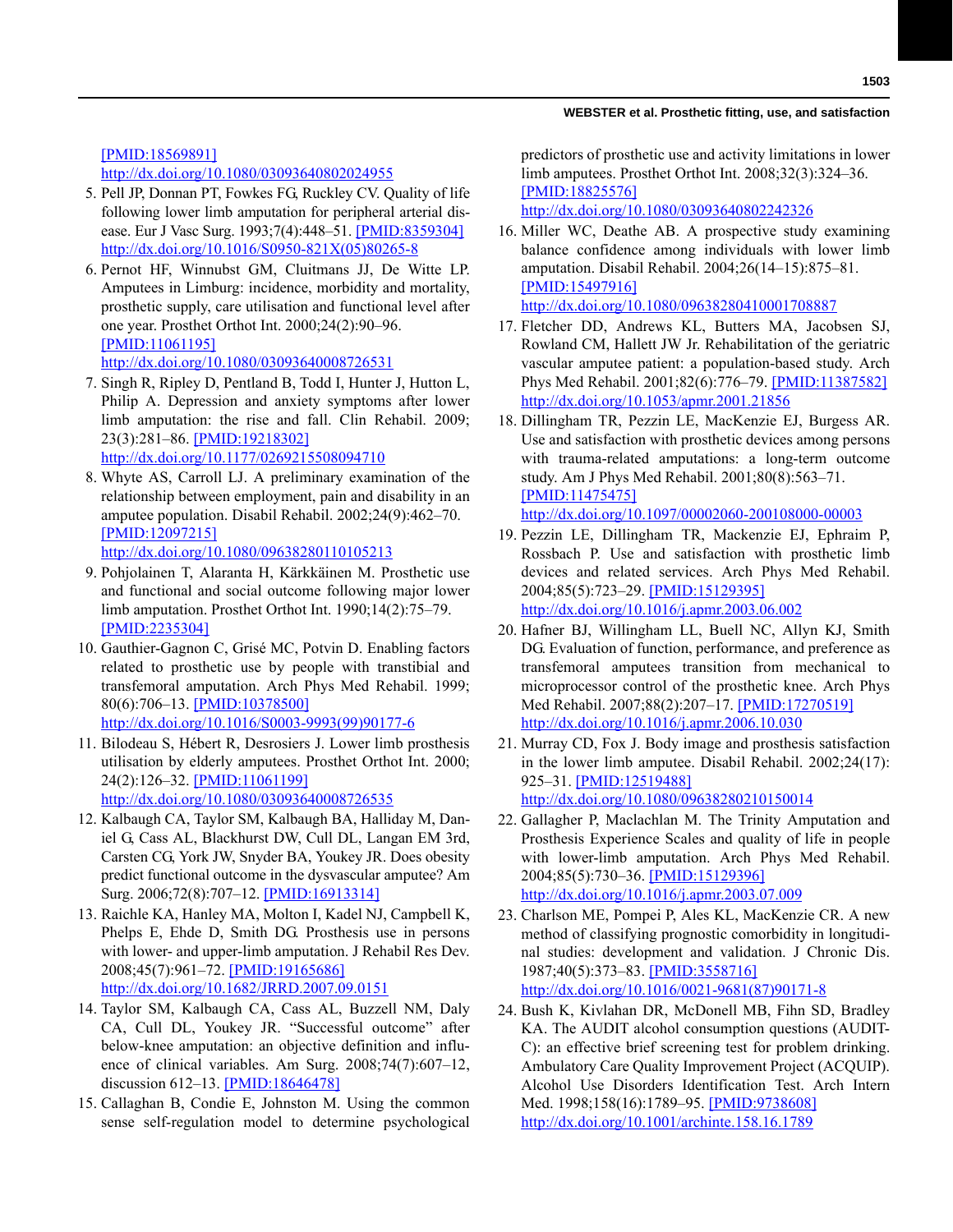[PMID:18569891]
http://dx.doi.org/10.1080/03093640802024955

5. Pell JP, Donnan PT, Fowkes FG, Ruckley CV. Quality of life following lower limb amputation for peripheral arterial disease. Eur J Vasc Surg. 1993;7(4):448–51. [PMID:8359304] http://dx.doi.org/10.1016/S0950-821X(05)80265-8
6. Pernot HF, Winnubst GM, Cluitmans JJ, De Witte LP. Amputees in Limburg: incidence, morbidity and mortality, prosthetic supply, care utilisation and functional level after one year. Prosthet Orthot Int. 2000;24(2):90–96. [PMID:11061195] http://dx.doi.org/10.1080/03093640008726531
7. Singh R, Ripley D, Pentland B, Todd I, Hunter J, Hutton L, Philip A. Depression and anxiety symptoms after lower limb amputation: the rise and fall. Clin Rehabil. 2009; 23(3):281–86. [PMID:19218302] http://dx.doi.org/10.1177/0269215508094710
8. Whyte AS, Carroll LJ. A preliminary examination of the relationship between employment, pain and disability in an amputee population. Disabil Rehabil. 2002;24(9):462–70. [PMID:12097215] http://dx.doi.org/10.1080/09638280110105213
9. Pohjolainen T, Alaranta H, Kärkkäinen M. Prosthetic use and functional and social outcome following major lower limb amputation. Prosthet Orthot Int. 1990;14(2):75–79. [PMID:2235304]
10. Gauthier-Gagnon C, Grisé MC, Potvin D. Enabling factors related to prosthetic use by people with transtibial and transfemoral amputation. Arch Phys Med Rehabil. 1999; 80(6):706–13. [PMID:10378500] http://dx.doi.org/10.1016/S0003-9993(99)90177-6
11. Bilodeau S, Hébert R, Desrosiers J. Lower limb prosthesis utilisation by elderly amputees. Prosthet Orthot Int. 2000; 24(2):126–32. [PMID:11061199] http://dx.doi.org/10.1080/03093640008726535
12. Kalbaugh CA, Taylor SM, Kalbaugh BA, Halliday M, Daniel G, Cass AL, Blackhurst DW, Cull DL, Langan EM 3rd, Carsten CG, York JW, Snyder BA, Youkey JR. Does obesity predict functional outcome in the dysvascular amputee? Am Surg. 2006;72(8):707–12. [PMID:16913314]
13. Raichle KA, Hanley MA, Molton I, Kadel NJ, Campbell K, Phelps E, Ehde D, Smith DG. Prosthesis use in persons with lower- and upper-limb amputation. J Rehabil Res Dev. 2008;45(7):961–72. [PMID:19165686] http://dx.doi.org/10.1682/JRRD.2007.09.0151
14. Taylor SM, Kalbaugh CA, Cass AL, Buzzell NM, Daly CA, Cull DL, Youkey JR. "Successful outcome" after below-knee amputation: an objective definition and influence of clinical variables. Am Surg. 2008;74(7):607–12, discussion 612–13. [PMID:18646478]
15. Callaghan B, Condie E, Johnston M. Using the common sense self-regulation model to determine psychological predictors of prosthetic use and activity limitations in lower limb amputees. Prosthet Orthot Int. 2008;32(3):324–36. [PMID:18825576] http://dx.doi.org/10.1080/03093640802242326
16. Miller WC, Deathe AB. A prospective study examining balance confidence among individuals with lower limb amputation. Disabil Rehabil. 2004;26(14–15):875–81. [PMID:15497916] http://dx.doi.org/10.1080/09638280410001708887
17. Fletcher DD, Andrews KL, Butters MA, Jacobsen SJ, Rowland CM, Hallett JW Jr. Rehabilitation of the geriatric vascular amputee patient: a population-based study. Arch Phys Med Rehabil. 2001;82(6):776–79. [PMID:11387582] http://dx.doi.org/10.1053/apmr.2001.21856
18. Dillingham TR, Pezzin LE, MacKenzie EJ, Burgess AR. Use and satisfaction with prosthetic devices among persons with trauma-related amputations: a long-term outcome study. Am J Phys Med Rehabil. 2001;80(8):563–71. [PMID:11475475] http://dx.doi.org/10.1097/00002060-200108000-00003
19. Pezzin LE, Dillingham TR, Mackenzie EJ, Ephraim P, Rossbach P. Use and satisfaction with prosthetic limb devices and related services. Arch Phys Med Rehabil. 2004;85(5):723–29. [PMID:15129395] http://dx.doi.org/10.1016/j.apmr.2003.06.002
20. Hafner BJ, Willingham LL, Buell NC, Allyn KJ, Smith DG. Evaluation of function, performance, and preference as transfemoral amputees transition from mechanical to microprocessor control of the prosthetic knee. Arch Phys Med Rehabil. 2007;88(2):207–17. [PMID:17270519] http://dx.doi.org/10.1016/j.apmr.2006.10.030
21. Murray CD, Fox J. Body image and prosthesis satisfaction in the lower limb amputee. Disabil Rehabil. 2002;24(17): 925–31. [PMID:12519488] http://dx.doi.org/10.1080/09638280210150014
22. Gallagher P, Maclachlan M. The Trinity Amputation and Prosthesis Experience Scales and quality of life in people with lower-limb amputation. Arch Phys Med Rehabil. 2004;85(5):730–36. [PMID:15129396] http://dx.doi.org/10.1016/j.apmr.2003.07.009
23. Charlson ME, Pompei P, Ales KL, MacKenzie CR. A new method of classifying prognostic comorbidity in longitudinal studies: development and validation. J Chronic Dis. 1987;40(5):373–83. [PMID:3558716] http://dx.doi.org/10.1016/0021-9681(87)90171-8
24. Bush K, Kivlahan DR, McDonell MB, Fihn SD, Bradley KA. The AUDIT alcohol consumption questions (AUDIT-C): an effective brief screening test for problem drinking. Ambulatory Care Quality Improvement Project (ACQUIP). Alcohol Use Disorders Identification Test. Arch Intern Med. 1998;158(16):1789–95. [PMID:9738608] http://dx.doi.org/10.1001/archinte.158.16.1789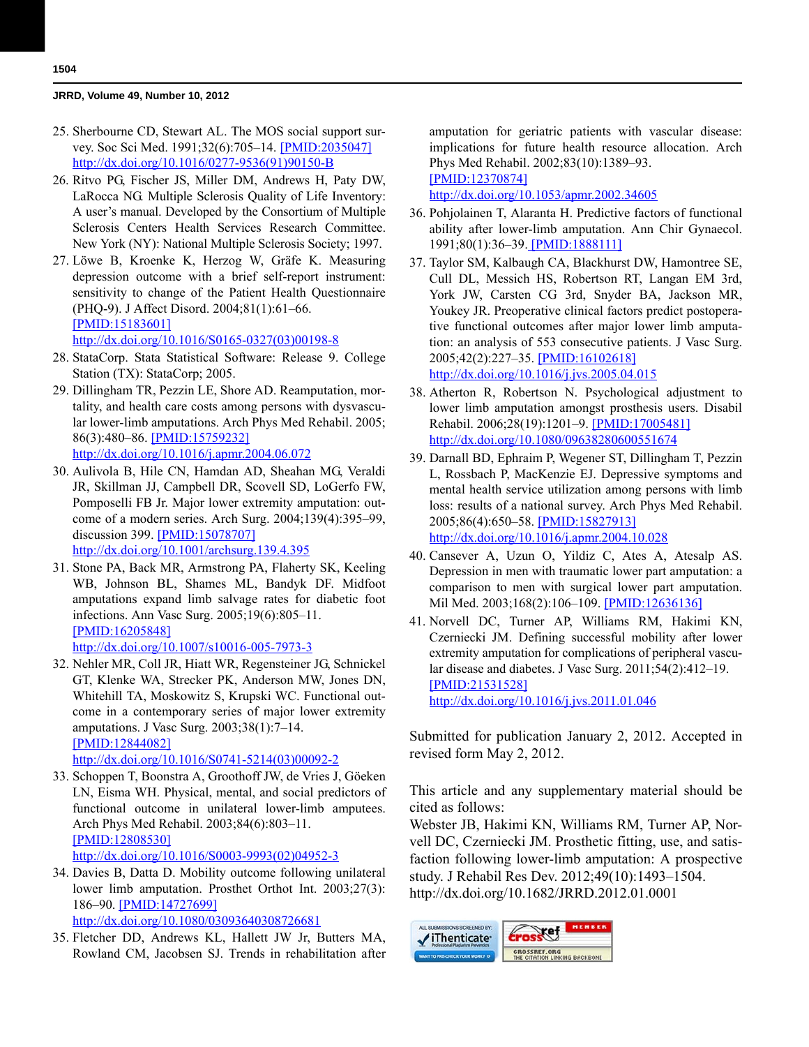25. Sherbourne CD, Stewart AL. The MOS social support survey. Soc Sci Med. 1991;32(6):705–14. [PMID:2035047] http://dx.doi.org/10.1016/0277-9536(91)90150-B
26. Ritvo PG, Fischer JS, Miller DM, Andrews H, Paty DW, LaRocca NG. Multiple Sclerosis Quality of Life Inventory: A user's manual. Developed by the Consortium of Multiple Sclerosis Centers Health Services Research Committee. New York (NY): National Multiple Sclerosis Society; 1997.
27. Löwe B, Kroenke K, Herzog W, Gräfe K. Measuring depression outcome with a brief self-report instrument: sensitivity to change of the Patient Health Questionnaire (PHQ-9). J Affect Disord. 2004;81(1):61–66. [PMID:15183601] http://dx.doi.org/10.1016/S0165-0327(03)00198-8
28. StataCorp. Stata Statistical Software: Release 9. College Station (TX): StataCorp; 2005.
29. Dillingham TR, Pezzin LE, Shore AD. Reamputation, mortality, and health care costs among persons with dysvascular lower-limb amputations. Arch Phys Med Rehabil. 2005; 86(3):480–86. [PMID:15759232] http://dx.doi.org/10.1016/j.apmr.2004.06.072
30. Aulivola B, Hile CN, Hamdan AD, Sheahan MG, Veraldi JR, Skillman JJ, Campbell DR, Scovell SD, LoGerfo FW, Pomposelli FB Jr. Major lower extremity amputation: outcome of a modern series. Arch Surg. 2004;139(4):395–99, discussion 399. [PMID:15078707] http://dx.doi.org/10.1001/archsurg.139.4.395
31. Stone PA, Back MR, Armstrong PA, Flaherty SK, Keeling WB, Johnson BL, Shames ML, Bandyk DF. Midfoot amputations expand limb salvage rates for diabetic foot infections. Ann Vasc Surg. 2005;19(6):805–11. [PMID:16205848] http://dx.doi.org/10.1007/s10016-005-7973-3
32. Nehler MR, Coll JR, Hiatt WR, Regensteiner JG, Schnickel GT, Klenke WA, Strecker PK, Anderson MW, Jones DN, Whitehill TA, Moskowitz S, Krupski WC. Functional outcome in a contemporary series of major lower extremity amputations. J Vasc Surg. 2003;38(1):7–14. [PMID:12844082] http://dx.doi.org/10.1016/S0741-5214(03)00092-2
33. Schoppen T, Boonstra A, Groothoff JW, de Vries J, Göeken LN, Eisma WH. Physical, mental, and social predictors of functional outcome in unilateral lower-limb amputees. Arch Phys Med Rehabil. 2003;84(6):803–11. [PMID:12808530] http://dx.doi.org/10.1016/S0003-9993(02)04952-3
34. Davies B, Datta D. Mobility outcome following unilateral lower limb amputation. Prosthet Orthot Int. 2003;27(3): 186–90. [PMID:14727699] http://dx.doi.org/10.1080/03093640308726681
35. Fletcher DD, Andrews KL, Hallett JW Jr, Butters MA, Rowland CM, Jacobsen SJ. Trends in rehabilitation after amputation for geriatric patients with vascular disease: implications for future health resource allocation. Arch Phys Med Rehabil. 2002;83(10):1389–93. [PMID:12370874] http://dx.doi.org/10.1053/apmr.2002.34605
36. Pohjolainen T, Alaranta H. Predictive factors of functional ability after lower-limb amputation. Ann Chir Gynaecol. 1991;80(1):36–39. [PMID:1888111]
37. Taylor SM, Kalbaugh CA, Blackhurst DW, Hamontree SE, Cull DL, Messich HS, Robertson RT, Langan EM 3rd, York JW, Carsten CG 3rd, Snyder BA, Jackson MR, Youkey JR. Preoperative clinical factors predict postoperative functional outcomes after major lower limb amputation: an analysis of 553 consecutive patients. J Vasc Surg. 2005;42(2):227–35. [PMID:16102618] http://dx.doi.org/10.1016/j.jvs.2005.04.015
38. Atherton R, Robertson N. Psychological adjustment to lower limb amputation amongst prosthesis users. Disabil Rehabil. 2006;28(19):1201–9. [PMID:17005481] http://dx.doi.org/10.1080/09638280600551674
39. Darnall BD, Ephraim P, Wegener ST, Dillingham T, Pezzin L, Rossbach P, MacKenzie EJ. Depressive symptoms and mental health service utilization among persons with limb loss: results of a national survey. Arch Phys Med Rehabil. 2005;86(4):650–58. [PMID:15827913] http://dx.doi.org/10.1016/j.apmr.2004.10.028
40. Cansever A, Uzun O, Yildiz C, Ates A, Atesalp AS. Depression in men with traumatic lower part amputation: a comparison to men with surgical lower part amputation. Mil Med. 2003;168(2):106–109. [PMID:12636136]
41. Norvell DC, Turner AP, Williams RM, Hakimi KN, Czerniecki JM. Defining successful mobility after lower extremity amputation for complications of peripheral vascular disease and diabetes. J Vasc Surg. 2011;54(2):412–19. [PMID:21531528] http://dx.doi.org/10.1016/j.jvs.2011.01.046

Submitted for publication January 2, 2012. Accepted in revised form May 2, 2012.

This article and any supplementary material should be cited as follows:
Webster JB, Hakimi KN, Williams RM, Turner AP, Norvell DC, Czerniecki JM. Prosthetic fitting, use, and satisfaction following lower-limb amputation: A prospective study. J Rehabil Res Dev. 2012;49(10):1493–1504. http://dx.doi.org/10.1682/JRRD.2012.01.0001